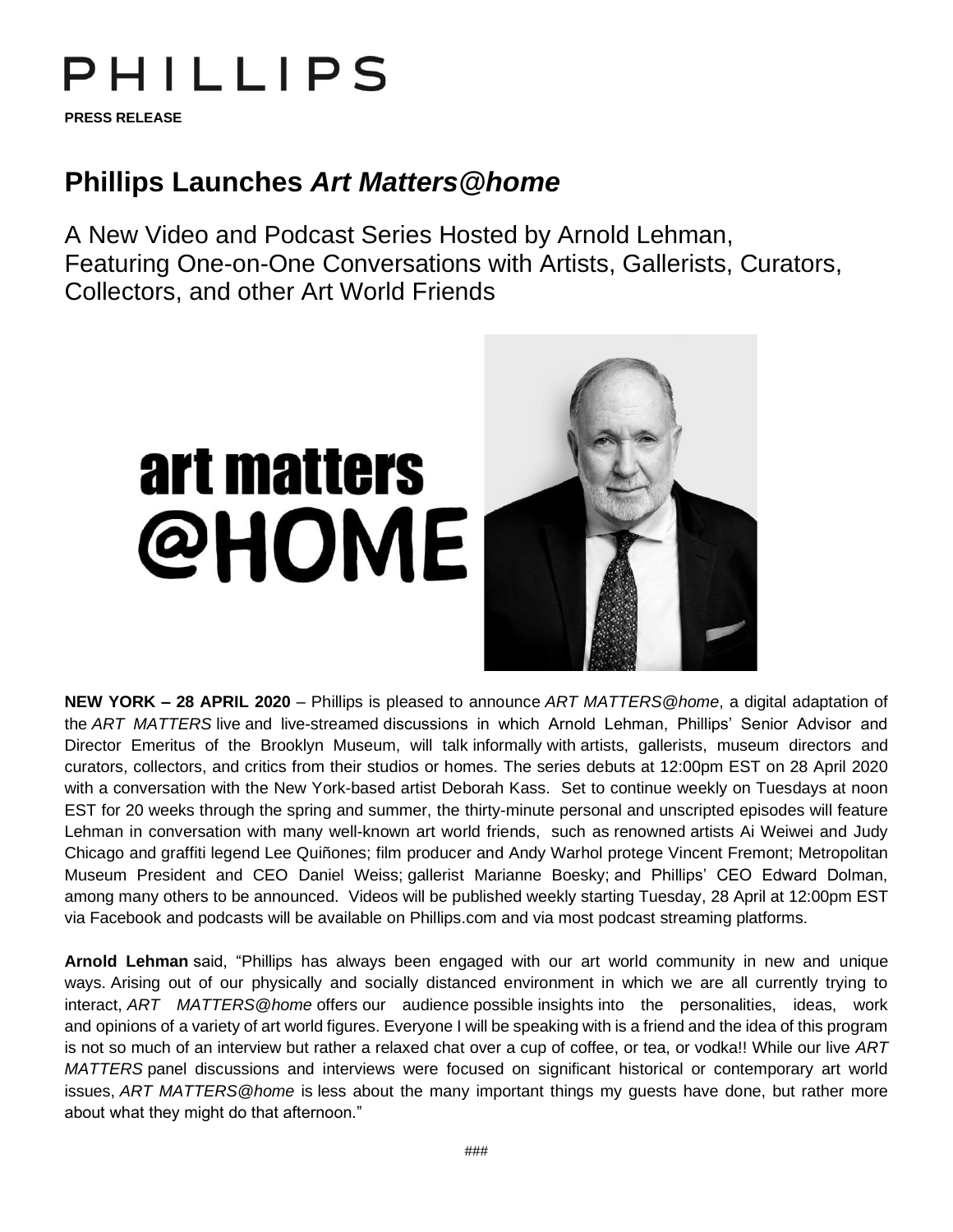PHILLIPS

**PRESS RELEASE**

# Phillips Launches *Art Matters@home*

A New Video and Podcast Series Hosted by Arnold Lehman, Featuring One-on-One Conversations with Artists, Gallerists, Curators, Collectors, and other Art World Friends

**NEW YORK – 28 APRIL 2020** – Phillips is pleased to announce *ART MATTERS@home*, a digital adaptation of the *ART MATTERS* live and live-streamed discussions in which Arnold Lehman, Phillips' Senior Advisor and Director Emeritus of the Brooklyn Museum, will talk informally with artists, gallerists, museum directors and curators, collectors, and critics from their studios or homes. The series debuts at 12:00pm EST on 28 April 2020 with a conversation with the New York-based artist Deborah Kass. Set to continue weekly on Tuesdays at noon EST for 20 weeks through the spring and summer, the thirty-minute personal and unscripted episodes will feature Lehman in conversation with many well-known art world friends, such as renowned artists Ai Weiwei and Judy Chicago and graffiti legend Lee Quiñones; film producer and Andy Warhol protege Vincent Fremont; Metropolitan Museum President and CEO Daniel Weiss; gallerist Marianne Boesky; and Phillips' CEO Edward Dolman, among many others to be announced. Videos will be published weekly starting Tuesday, 28 April at 12:00pm EST via Facebook and podcasts will be available on Phillips.com and via most podcast streaming platforms.

**Arnold Lehman** said, "Phillips has always been engaged with our art world community in new and unique ways. Arising out of our physically and socially distanced environment in which we are all currently trying to interact, *ART MATTERS@home* offers our audience possible insights into the personalities, ideas, work and opinions of a variety of art world figures. Everyone I will be speaking with is a friend and the idea of this program is not so much of an interview but rather a relaxed chat over a cup of coffee, or tea, or vodka!! While our live *ART MATTERS* panel discussions and interviews were focused on significant historical or contemporary art world issues, *ART MATTERS@home* is less about the many important things my guests have done, but rather more about what they might do that afternoon."

###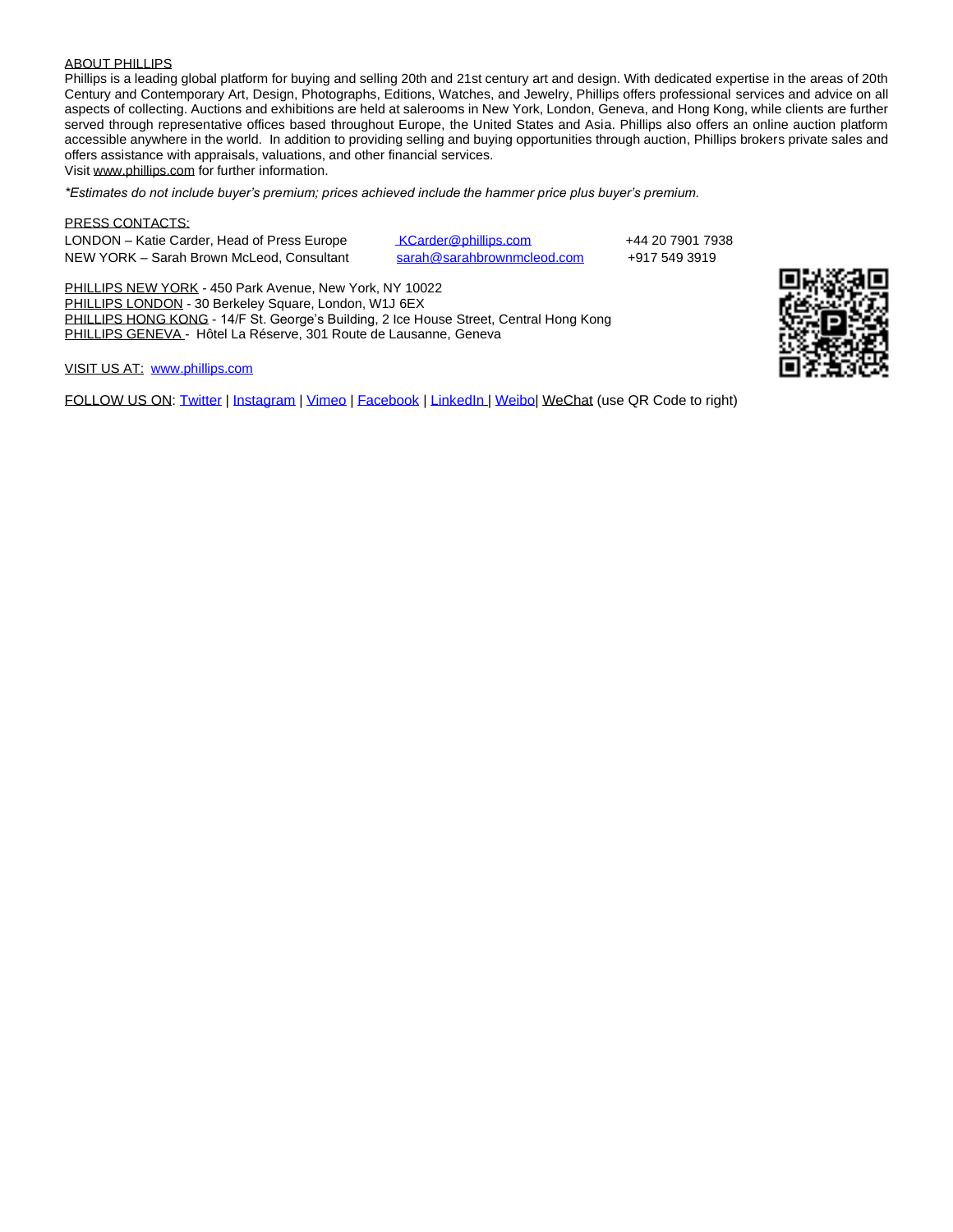ABOUT PHILLIPS

Phillips is a leading global platform for buying and selling 20th and 21st century art and design. With dedicated expertise in the areas of 20th Century and Contemporary Art, Design, Photographs, Editions, Watches, and Jewelry, Phillips offers professional services and advice on all aspects of collecting. Auctions and exhibitions are held at salerooms in New York, London, Geneva, and Hong Kong, while clients are further served through representative offices based throughout Europe, the United States and Asia. Phillips also offers an online auction platform accessible anywhere in the world. In addition to providing selling and buying opportunities through auction, Phillips brokers private sales and offers assistance with appraisals, valuations, and other financial services.
Visit www.phillips.com for further information.

*\*Estimates do not include buyer's premium; prices achieved include the hammer price plus buyer's premium.*

PRESS CONTACTS:

| | | |
|---|---|---|
| LONDON – Katie Carder, Head of Press Europe | KCarder@phillips.com | +44 20 7901 7938 |
| NEW YORK – Sarah Brown McLeod, Consultant | sarah@sarahbrownmcleod.com | +917 549 3919 |

PHILLIPS NEW YORK - 450 Park Avenue, New York, NY 10022
PHILLIPS LONDON - 30 Berkeley Square, London, W1J 6EX
PHILLIPS HONG KONG - 14/F St. George's Building, 2 Ice House Street, Central Hong Kong
PHILLIPS GENEVA - Hôtel La Réserve, 301 Route de Lausanne, Geneva

VISIT US AT: www.phillips.com

FOLLOW US ON: Twitter | Instagram | Vimeo | Facebook | LinkedIn | Weibo| WeChat (use QR Code to right)